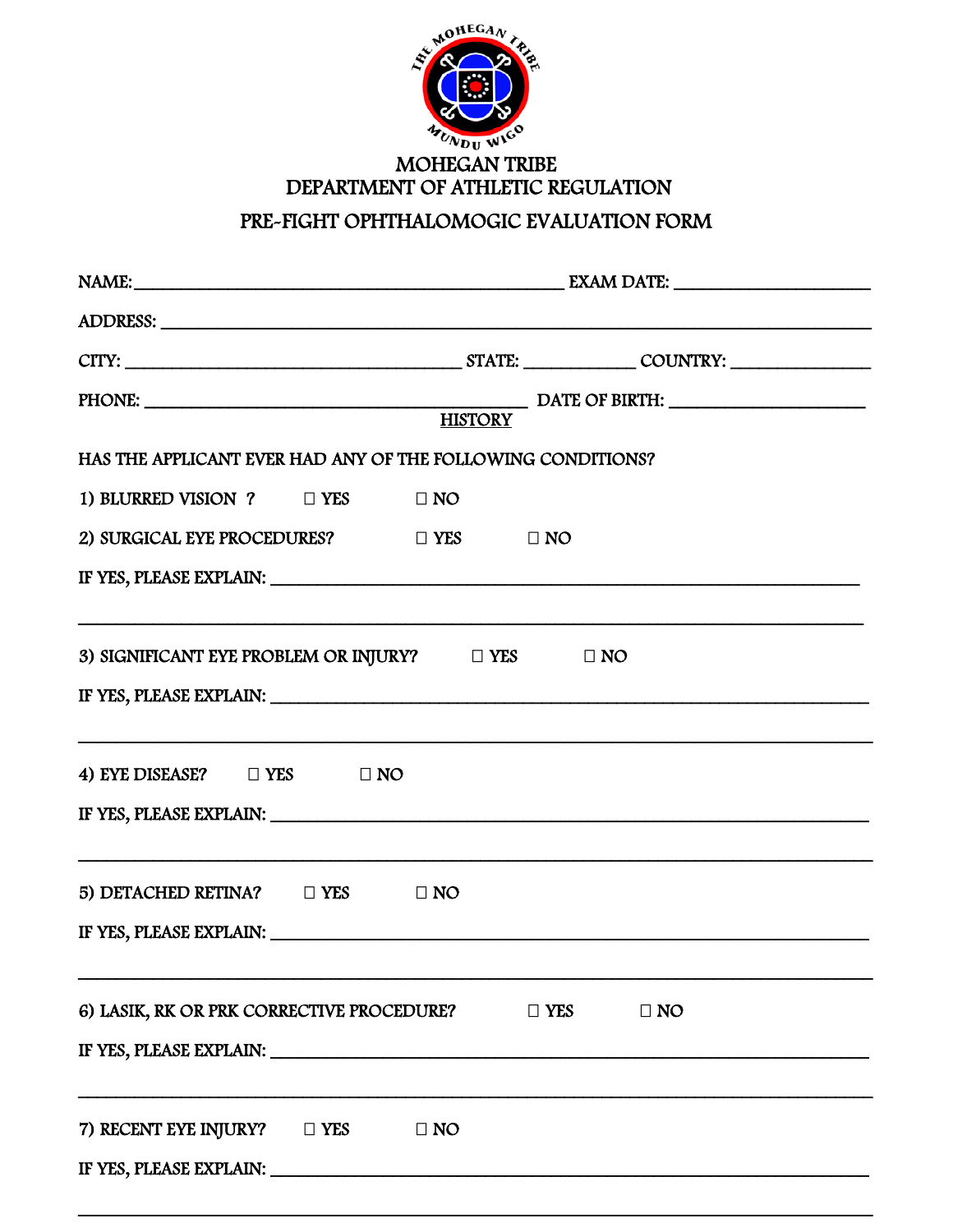# MOHEGAN TRIBE
## DEPARTMENT OF ATHLETIC REGULATION
## PRE-FIGHT OPHTHALOMOGIC EVALUATION FORM

NAME: ______________________________________________ EXAM DATE: ____________________

ADDRESS: ___________________________________________________________________________

CITY: ____________________________________ STATE: ____________ COUNTRY: _______________

PHONE: ___________________________________________ DATE OF BIRTH: ____________________

HISTORY

HAS THE APPLICANT EVER HAD ANY OF THE FOLLOWING CONDITIONS?

1) BLURRED VISION ? ☐ YES ☐ NO

2) SURGICAL EYE PROCEDURES? ☐ YES ☐ NO

IF YES, PLEASE EXPLAIN: ____________________________________________________________

___________________________________________________________________________________

3) SIGNIFICANT EYE PROBLEM OR INJURY? ☐ YES ☐ NO

IF YES, PLEASE EXPLAIN: ____________________________________________________________

___________________________________________________________________________________

4) EYE DISEASE? ☐ YES ☐ NO

IF YES, PLEASE EXPLAIN: ____________________________________________________________

___________________________________________________________________________________

5) DETACHED RETINA? ☐ YES ☐ NO

IF YES, PLEASE EXPLAIN: ____________________________________________________________

___________________________________________________________________________________

6) LASIK, RK OR PRK CORRECTIVE PROCEDURE? ☐ YES ☐ NO

IF YES, PLEASE EXPLAIN: ____________________________________________________________

___________________________________________________________________________________

7) RECENT EYE INJURY? ☐ YES ☐ NO

IF YES, PLEASE EXPLAIN: ____________________________________________________________

___________________________________________________________________________________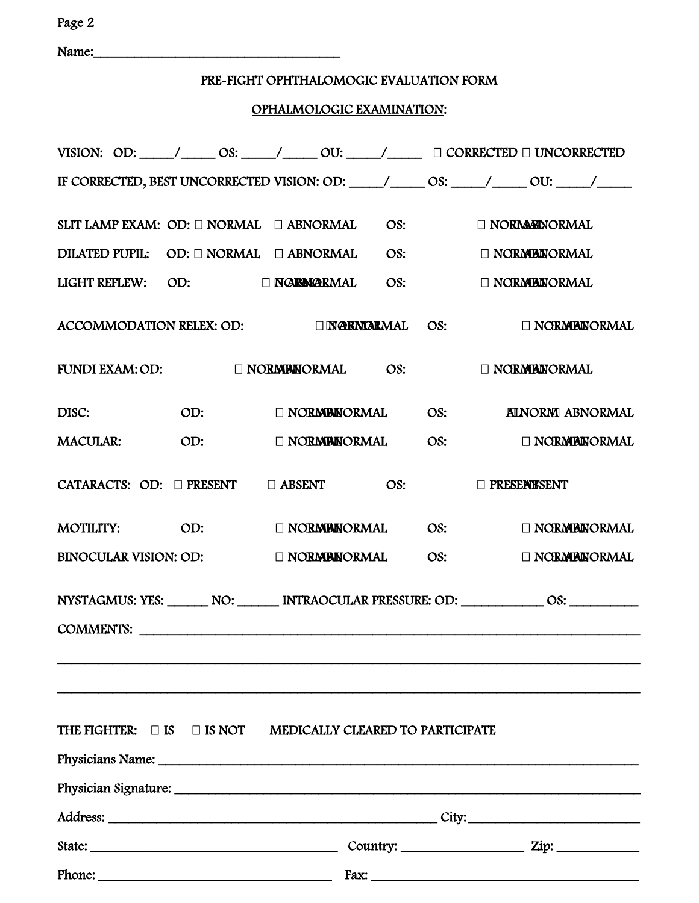Name:_______________________________________

PRE-FIGHT OPHTHALOMOGIC EVALUATION FORM

OPHALMOLOGIC EXAMINATION:

VISION: OD: _____/_____ OS: _____/_____ OU: _____/_____ ☐ CORRECTED ☐ UNCORRECTED

IF CORRECTED, BEST UNCORRECTED VISION: OD: _____/_____ OS: _____/_____ OU: _____/_____

SLIT LAMP EXAM: OD: ☐ NORMAL ☐ ABNORMAL OS: ☐ NORMAL ☐ ABNORMAL

DILATED PUPIL: OD: ☐ NORMAL ☐ ABNORMAL OS: ☐ NORMAL ☐ ABNORMAL

LIGHT REFLEW: OD: ☐ NORMAL ☐ ABNORMAL OS: ☐ NORMAL ☐ ABNORMAL

ACCOMMODATION RELEX: OD: ☐ NORMAL ☐ ABNORMAL OS: ☐ NORMAL ☐ ABNORMAL

FUNDI EXAM: OD: ☐ NORMAL ☐ ABNORMAL OS: ☐ NORMAL ☐ ABNORMAL

DISC: OD: ☐ NORMAL ☐ ABNORMAL OS: ☐ NORMAL ☐ ABNORMAL

MACULAR: OD: ☐ NORMAL ☐ ABNORMAL OS: ☐ NORMAL ☐ ABNORMAL

CATARACTS: OD: ☐ PRESENT ☐ ABSENT OS: ☐ PRESENT ☐ ABSENT

MOTILITY: OD: ☐ NORMAL ☐ ABNORMAL OS: ☐ NORMAL ☐ ABNORMAL

BINOCULAR VISION: OD: ☐ NORMAL ☐ ABNORMAL OS: ☐ NORMAL ☐ ABNORMAL

NYSTAGMUS: YES: ______ NO: ______ INTRAOCULAR PRESSURE: OD: ____________ OS: __________

COMMENTS: ______________________________________________________________________________

_______________________________________________________________________________________

_______________________________________________________________________________________

THE FIGHTER: ☐ IS ☐ IS NOT MEDICALLY CLEARED TO PARTICIPATE

Physicians Name: ________________________________________________________________________

Physician Signature: _____________________________________________________________________

Address: ______________________________________________ City: _________________________

State: __________________________________ Country: __________________ Zip: ____________

Phone: _________________________________ Fax: ________________________________________